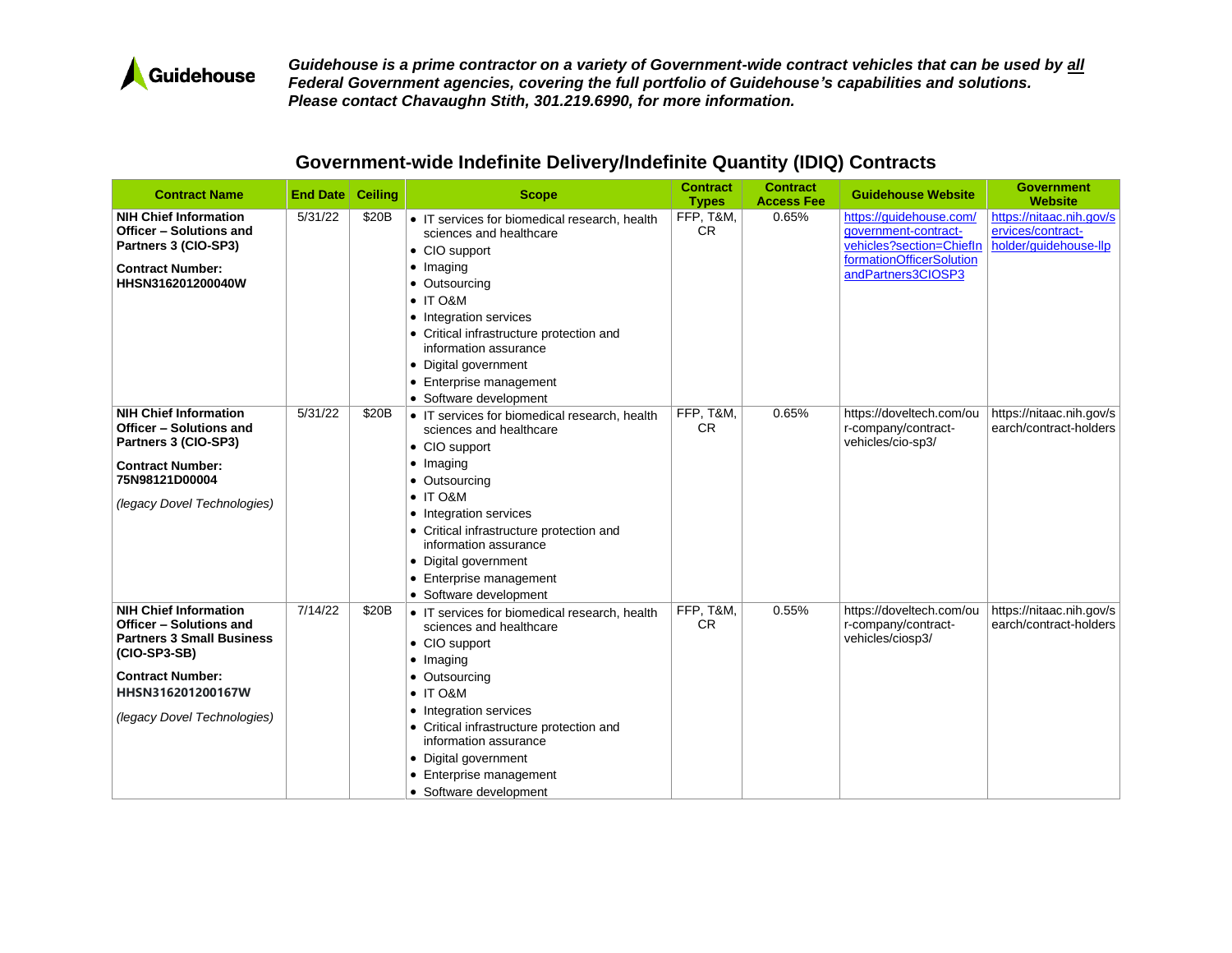**Guidehouse**

***Guidehouse is a prime contractor on a variety of Government-wide contract vehicles that can be used by all Federal Government agencies, covering the full portfolio of Guidehouse's capabilities and solutions. Please contact Chavaughn Stith, 301.219.6990, for more information.***

## Government-wide Indefinite Delivery/Indefinite Quantity (IDIQ) Contracts

| Contract Name | End Date | Ceiling | Scope | Contract Types | Contract Access Fee | Guidehouse Website | Government Website |
|---|---|---|---|---|---|---|---|
| **NIH Chief Information Officer – Solutions and Partners 3 (CIO-SP3)**<br><br>**Contract Number: HHSN316201200040W** | 5/31/22 | $20B | • IT services for biomedical research, health sciences and healthcare<br>• CIO support<br>• Imaging<br>• Outsourcing<br>• IT O&M<br>• Integration services<br>• Critical infrastructure protection and information assurance<br>• Digital government<br>• Enterprise management<br>• Software development | FFP, T&M, CR | 0.65% | https://guidehouse.com/government-contract-vehicles?section=ChiefInformationOfficerSolutionandPartners3CIOSP3 | https://nitaac.nih.gov/services/contract-holder/guidehouse-llp |
| **NIH Chief Information Officer – Solutions and Partners 3 (CIO-SP3)**<br><br>**Contract Number: 75N98121D00004**<br><br>*(legacy Dovel Technologies)* | 5/31/22 | $20B | • IT services for biomedical research, health sciences and healthcare<br>• CIO support<br>• Imaging<br>• Outsourcing<br>• IT O&M<br>• Integration services<br>• Critical infrastructure protection and information assurance<br>• Digital government<br>• Enterprise management<br>• Software development | FFP, T&M, CR | 0.65% | https://doveltech.com/our-company/contract-vehicles/cio-sp3/ | https://nitaac.nih.gov/search/contract-holders |
| **NIH Chief Information Officer – Solutions and Partners 3 Small Business (CIO-SP3-SB)**<br><br>**Contract Number: HHSN316201200167W**<br><br>*(legacy Dovel Technologies)* | 7/14/22 | $20B | • IT services for biomedical research, health sciences and healthcare<br>• CIO support<br>• Imaging<br>• Outsourcing<br>• IT O&M<br>• Integration services<br>• Critical infrastructure protection and information assurance<br>• Digital government<br>• Enterprise management<br>• Software development | FFP, T&M, CR | 0.55% | https://doveltech.com/our-company/contract-vehicles/ciosp3/ | https://nitaac.nih.gov/search/contract-holders |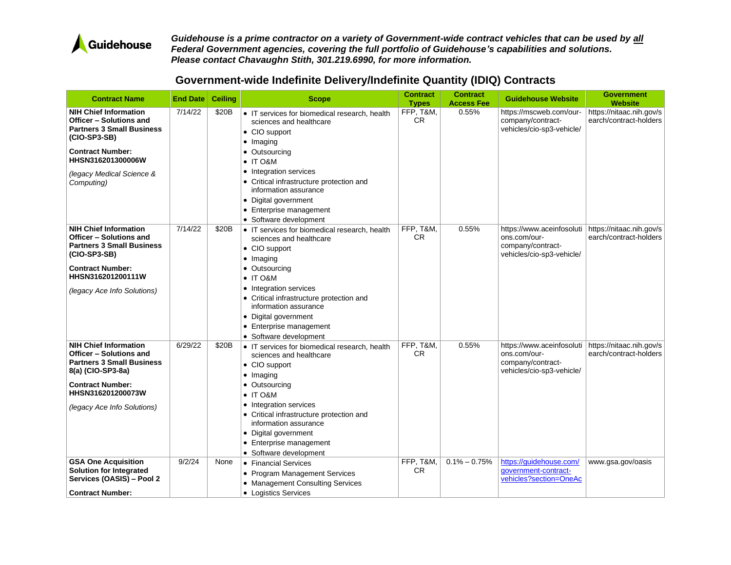Guidehouse

***Guidehouse is a prime contractor on a variety of Government-wide contract vehicles that can be used by all Federal Government agencies, covering the full portfolio of Guidehouse's capabilities and solutions. Please contact Chavaughn Stith, 301.219.6990, for more information.***

## Government-wide Indefinite Delivery/Indefinite Quantity (IDIQ) Contracts

| Contract Name | End Date | Ceiling | Scope | Contract Types | Contract Access Fee | Guidehouse Website | Government Website |
|---|---|---|---|---|---|---|---|
| **NIH Chief Information Officer – Solutions and Partners 3 Small Business (CIO-SP3-SB)**<br><br>**Contract Number: HHSN316201300006W**<br><br>*(legacy Medical Science & Computing)* | 7/14/22 | $20B | • IT services for biomedical research, health sciences and healthcare<br>• CIO support<br>• Imaging<br>• Outsourcing<br>• IT O&M<br>• Integration services<br>• Critical infrastructure protection and information assurance<br>• Digital government<br>• Enterprise management<br>• Software development | FFP, T&M, CR | 0.55% | https://mscweb.com/our-company/contract-vehicles/cio-sp3-vehicle/ | https://nitaac.nih.gov/search/contract-holders |
| **NIH Chief Information Officer – Solutions and Partners 3 Small Business (CIO-SP3-SB)**<br><br>**Contract Number: HHSN316201200111W**<br><br>*(legacy Ace Info Solutions)* | 7/14/22 | $20B | • IT services for biomedical research, health sciences and healthcare<br>• CIO support<br>• Imaging<br>• Outsourcing<br>• IT O&M<br>• Integration services<br>• Critical infrastructure protection and information assurance<br>• Digital government<br>• Enterprise management<br>• Software development | FFP, T&M, CR | 0.55% | https://www.aceinfosolutions.com/our-company/contract-vehicles/cio-sp3-vehicle/ | https://nitaac.nih.gov/search/contract-holders |
| **NIH Chief Information Officer – Solutions and Partners 3 Small Business 8(a) (CIO-SP3-8a)**<br><br>**Contract Number: HHSN316201200073W**<br><br>*(legacy Ace Info Solutions)* | 6/29/22 | $20B | • IT services for biomedical research, health sciences and healthcare<br>• CIO support<br>• Imaging<br>• Outsourcing<br>• IT O&M<br>• Integration services<br>• Critical infrastructure protection and information assurance<br>• Digital government<br>• Enterprise management<br>• Software development | FFP, T&M, CR | 0.55% | https://www.aceinfosolutions.com/our-company/contract-vehicles/cio-sp3-vehicle/ | https://nitaac.nih.gov/search/contract-holders |
| **GSA One Acquisition Solution for Integrated Services (OASIS) – Pool 2**<br><br>**Contract Number:** | 9/2/24 | None | • Financial Services<br>• Program Management Services<br>• Management Consulting Services<br>• Logistics Services | FFP, T&M, CR | 0.1% – 0.75% | https://guidehouse.com/government-contract-vehicles?section=OneAc | www.gsa.gov/oasis |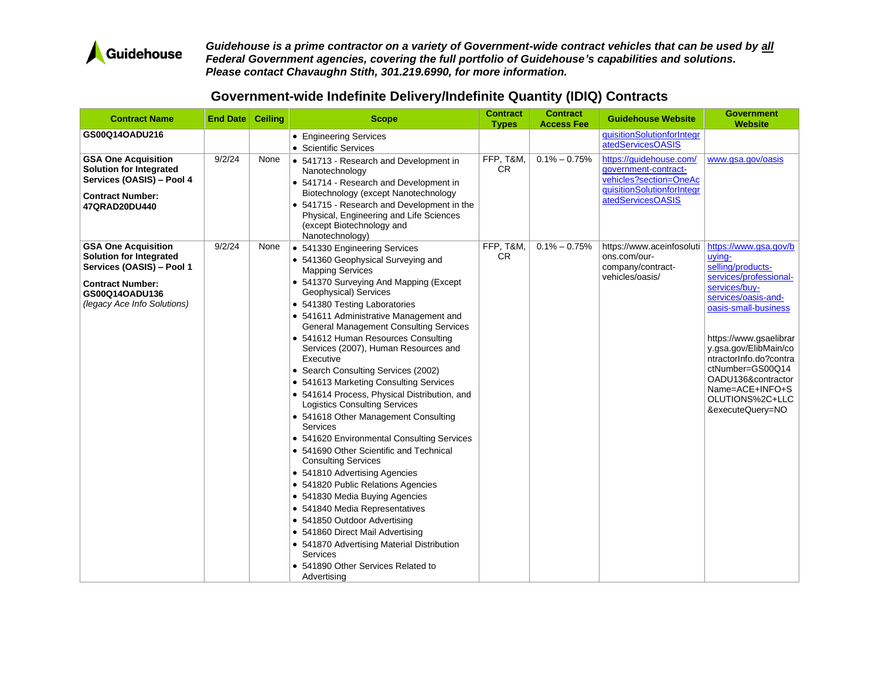*Guidehouse is a prime contractor on a variety of Government-wide contract vehicles that can be used by all Federal Government agencies, covering the full portfolio of Guidehouse's capabilities and solutions. Please contact Chavaughn Stith, 301.219.6990, for more information.*

## Government-wide Indefinite Delivery/Indefinite Quantity (IDIQ) Contracts

| Contract Name | End Date | Ceiling | Scope | Contract Types | Contract Access Fee | Guidehouse Website | Government Website |
|---|---|---|---|---|---|---|---|
| **GS00Q14OADU216** | | | • Engineering Services<br>• Scientific Services | | | quisitionSolutionforIntegratedServicesOASIS | |
| **GSA One Acquisition Solution for Integrated Services (OASIS) – Pool 4**<br><br>**Contract Number: 47QRAD20DU440** | 9/2/24 | None | • 541713 - Research and Development in Nanotechnology<br>• 541714 - Research and Development in Biotechnology (except Nanotechnology<br>• 541715 - Research and Development in the Physical, Engineering and Life Sciences (except Biotechnology and Nanotechnology) | FFP, T&M, CR | 0.1% – 0.75% | https://guidehouse.com/government-contract-vehicles?section=OneAcquisitionSolutionforIntegratedServicesOASIS | www.gsa.gov/oasis |
| **GSA One Acquisition Solution for Integrated Services (OASIS) – Pool 1**<br><br>**Contract Number: GS00Q14OADU136**<br>*(legacy Ace Info Solutions)* | 9/2/24 | None | • 541330 Engineering Services<br>• 541360 Geophysical Surveying and Mapping Services<br>• 541370 Surveying And Mapping (Except Geophysical) Services<br>• 541380 Testing Laboratories<br>• 541611 Administrative Management and General Management Consulting Services<br>• 541612 Human Resources Consulting Services (2007), Human Resources and Executive<br>• Search Consulting Services (2002)<br>• 541613 Marketing Consulting Services<br>• 541614 Process, Physical Distribution, and Logistics Consulting Services<br>• 541618 Other Management Consulting Services<br>• 541620 Environmental Consulting Services<br>• 541690 Other Scientific and Technical Consulting Services<br>• 541810 Advertising Agencies<br>• 541820 Public Relations Agencies<br>• 541830 Media Buying Agencies<br>• 541840 Media Representatives<br>• 541850 Outdoor Advertising<br>• 541860 Direct Mail Advertising<br>• 541870 Advertising Material Distribution Services<br>• 541890 Other Services Related to Advertising | FFP, T&M, CR | 0.1% – 0.75% | https://www.aceinfosolutions.com/our-company/contract-vehicles/oasis/ | https://www.gsa.gov/buying-selling/products-services/professional-services/buy-services/oasis-and-oasis-small-business<br><br>https://www.gsaelibrary.gsa.gov/ElibMain/contractorInfo.do?contractNumber=GS00Q14OADU136&contractorName=ACE+INFO+SOLUTIONS%2C+LLC&executeQuery=NO |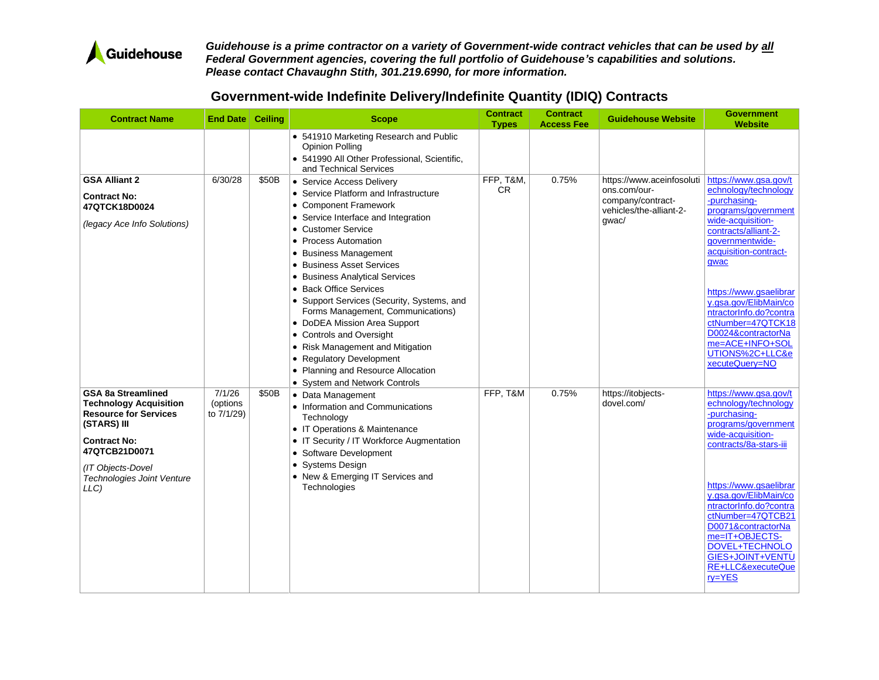*Guidehouse is a prime contractor on a variety of Government-wide contract vehicles that can be used by all Federal Government agencies, covering the full portfolio of Guidehouse's capabilities and solutions. Please contact Chavaughn Stith, 301.219.6990, for more information.*

## Government-wide Indefinite Delivery/Indefinite Quantity (IDIQ) Contracts

| Contract Name | End Date | Ceiling | Scope | Contract Types | Contract Access Fee | Guidehouse Website | Government Website |
|---|---|---|---|---|---|---|---|
| | | | • 541910 Marketing Research and Public Opinion Polling<br>• 541990 All Other Professional, Scientific, and Technical Services | | | | |
| **GSA Alliant 2**<br><br>**Contract No: 47QTCK18D0024**<br><br>*(legacy Ace Info Solutions)* | 6/30/28 | $50B | • Service Access Delivery<br>• Service Platform and Infrastructure<br>• Component Framework<br>• Service Interface and Integration<br>• Customer Service<br>• Process Automation<br>• Business Management<br>• Business Asset Services<br>• Business Analytical Services<br>• Back Office Services<br>• Support Services (Security, Systems, and Forms Management, Communications)<br>• DoDEA Mission Area Support<br>• Controls and Oversight<br>• Risk Management and Mitigation<br>• Regulatory Development<br>• Planning and Resource Allocation<br>• System and Network Controls | FFP, T&M, CR | 0.75% | https://www.aceinfosolutions.com/our-company/contract-vehicles/the-alliant-2-gwac/ | https://www.gsa.gov/technology/technology-purchasing-programs/governmentwide-acquisition-contracts/alliant-2-governmentwide-acquisition-contract-gwac<br><br>https://www.gsaelibrary.gsa.gov/ElibMain/contractorInfo.do?contractNumber=47QTCK18D0024&contractorName=ACE+INFO+SOLUTIONS%2C+LLC&executeQuery=NO |
| **GSA 8a Streamlined Technology Acquisition Resource for Services (STARS) III**<br><br>**Contract No: 47QTCB21D0071**<br><br>*(IT Objects-Dovel Technologies Joint Venture LLC)* | 7/1/26 (options to 7/1/29) | $50B | • Data Management<br>• Information and Communications Technology<br>• IT Operations & Maintenance<br>• IT Security / IT Workforce Augmentation<br>• Software Development<br>• Systems Design<br>• New & Emerging IT Services and Technologies | FFP, T&M | 0.75% | https://itobjects-dovel.com/ | https://www.gsa.gov/technology/technology-purchasing-programs/governmentwide-acquisition-contracts/8a-stars-iii<br><br>https://www.gsaelibrary.gsa.gov/ElibMain/contractorInfo.do?contractNumber=47QTCB21D0071&contractorName=IT+OBJECTS-DOVEL+TECHNOLOGIES+JOINT+VENTURE+LLC&executeQuery=YES |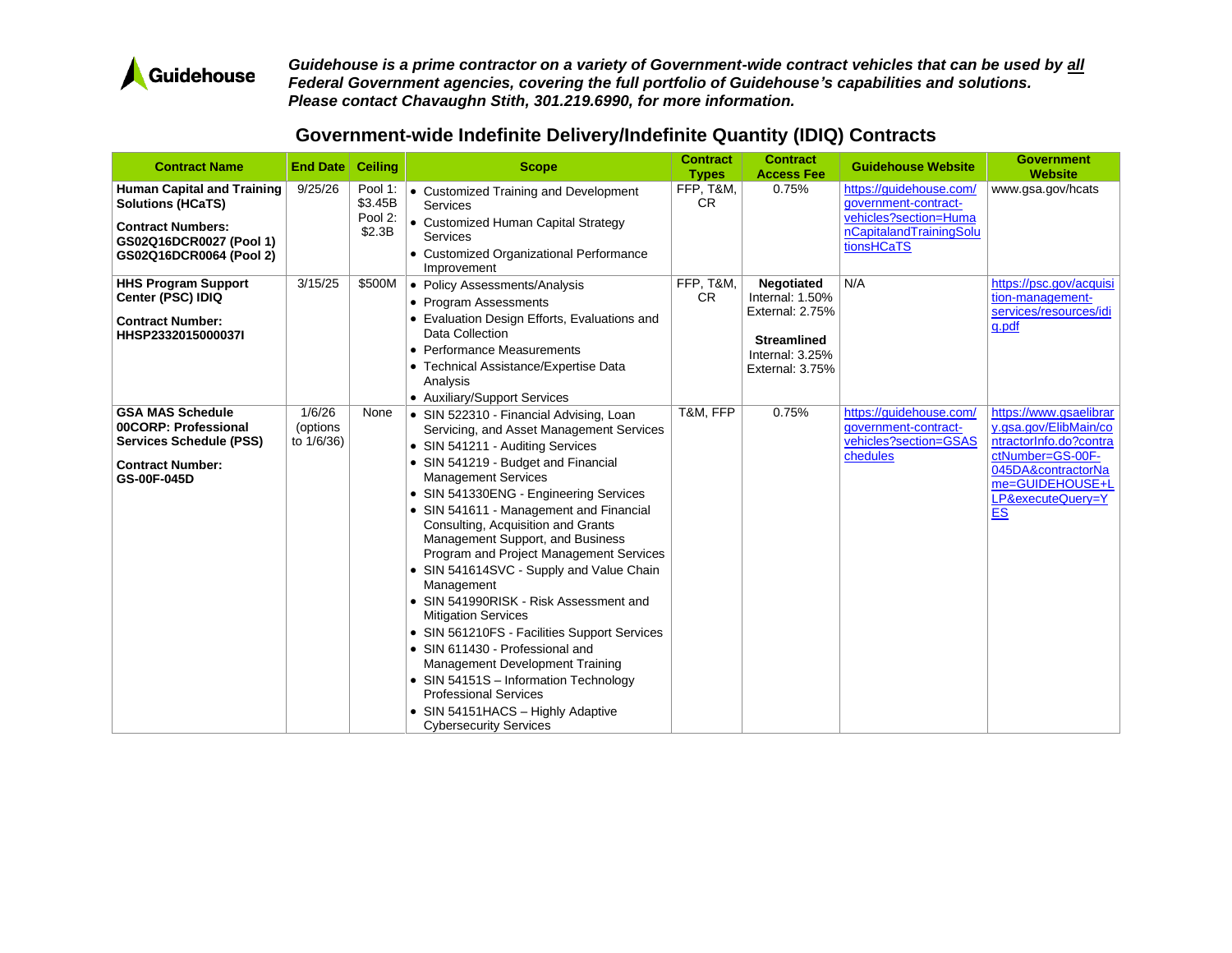***Guidehouse is a prime contractor on a variety of Government-wide contract vehicles that can be used by all Federal Government agencies, covering the full portfolio of Guidehouse's capabilities and solutions. Please contact Chavaughn Stith, 301.219.6990, for more information.***

## Government-wide Indefinite Delivery/Indefinite Quantity (IDIQ) Contracts

| Contract Name | End Date | Ceiling | Scope | Contract Types | Contract Access Fee | Guidehouse Website | Government Website |
|---|---|---|---|---|---|---|---|
| **Human Capital and Training Solutions (HCaTS)**<br><br>**Contract Numbers:**<br>**GS02Q16DCR0027 (Pool 1)**<br>**GS02Q16DCR0064 (Pool 2)** | 9/25/26 | Pool 1: $3.45B<br>Pool 2: $2.3B | • Customized Training and Development Services<br>• Customized Human Capital Strategy Services<br>• Customized Organizational Performance Improvement | FFP, T&M, CR | 0.75% | https://guidehouse.com/government-contract-vehicles?section=HumanCapitalandTrainingSolutionsHCaTS | www.gsa.gov/hcats |
| **HHS Program Support Center (PSC) IDIQ**<br><br>**Contract Number:**<br>**HHSP2332015000037I** | 3/15/25 | $500M | • Policy Assessments/Analysis<br>• Program Assessments<br>• Evaluation Design Efforts, Evaluations and Data Collection<br>• Performance Measurements<br>• Technical Assistance/Expertise Data Analysis<br>• Auxiliary/Support Services | FFP, T&M, CR | **Negotiated**<br>Internal: 1.50%<br>External: 2.75%<br><br>**Streamlined**<br>Internal: 3.25%<br>External: 3.75% | N/A | https://psc.gov/acquisition-management-services/resources/idiq.pdf |
| **GSA MAS Schedule 00CORP: Professional Services Schedule (PSS)**<br><br>**Contract Number:**<br>**GS-00F-045D** | 1/6/26 (options to 1/6/36) | None | • SIN 522310 - Financial Advising, Loan Servicing, and Asset Management Services<br>• SIN 541211 - Auditing Services<br>• SIN 541219 - Budget and Financial Management Services<br>• SIN 541330ENG - Engineering Services<br>• SIN 541611 - Management and Financial Consulting, Acquisition and Grants Management Support, and Business Program and Project Management Services<br>• SIN 541614SVC - Supply and Value Chain Management<br>• SIN 541990RISK - Risk Assessment and Mitigation Services<br>• SIN 561210FS - Facilities Support Services<br>• SIN 611430 - Professional and Management Development Training<br>• SIN 54151S – Information Technology Professional Services<br>• SIN 54151HACS – Highly Adaptive Cybersecurity Services | T&M, FFP | 0.75% | https://guidehouse.com/government-contract-vehicles?section=GSASchedules | https://www.gsaelibrary.gsa.gov/ElibMain/contractorInfo.do?contractNumber=GS-00F-045DA&contractorName=GUIDEHOUSE+LLP&executeQuery=YES |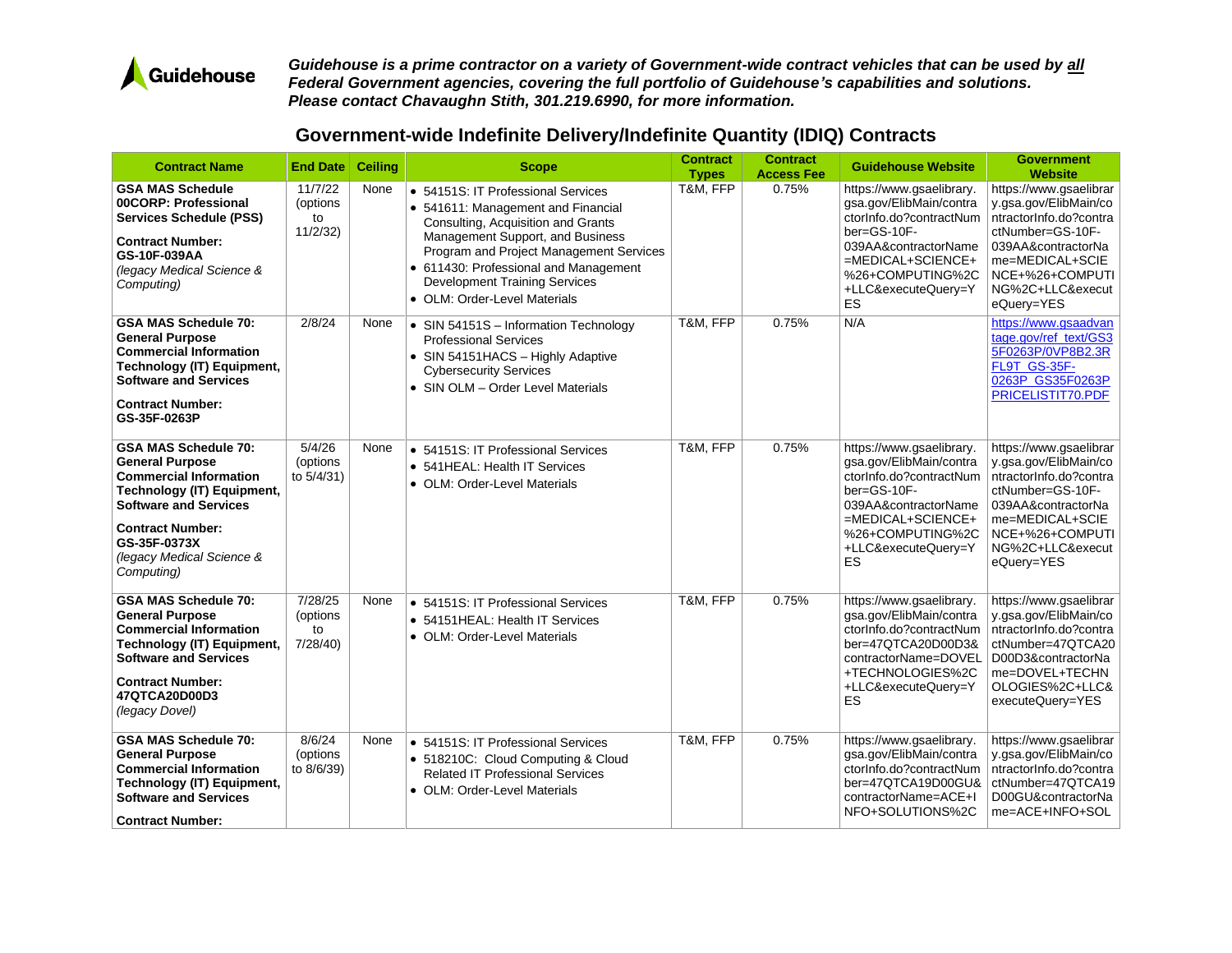*Guidehouse is a prime contractor on a variety of Government-wide contract vehicles that can be used by all Federal Government agencies, covering the full portfolio of Guidehouse's capabilities and solutions. Please contact Chavaughn Stith, 301.219.6990, for more information.*

## Government-wide Indefinite Delivery/Indefinite Quantity (IDIQ) Contracts

| Contract Name | End Date | Ceiling | Scope | Contract Types | Contract Access Fee | Guidehouse Website | Government Website |
|---|---|---|---|---|---|---|---|
| **GSA MAS Schedule 00CORP: Professional Services Schedule (PSS)**<br>**Contract Number: GS-10F-039AA**<br>*(legacy Medical Science & Computing)* | 11/7/22 (options to 11/2/32) | None | • 54151S: IT Professional Services<br>• 541611: Management and Financial Consulting, Acquisition and Grants Management Support, and Business Program and Project Management Services<br>• 611430: Professional and Management Development Training Services<br>• OLM: Order-Level Materials | T&M, FFP | 0.75% | https://www.gsaelibrary.gsa.gov/ElibMain/contractorInfo.do?contractNumber=GS-10F-039AA&contractorName=MEDICAL+SCIENCE+%26+COMPUTING%2C+LLC&executeQuery=YES | https://www.gsaelibrary.gsa.gov/ElibMain/contractorInfo.do?contractNumber=GS-10F-039AA&contractorName=MEDICAL+SCIENCE+%26+COMPUTING%2C+LLC&executeQuery=YES |
| **GSA MAS Schedule 70: General Purpose Commercial Information Technology (IT) Equipment, Software and Services**<br>**Contract Number: GS-35F-0263P** | 2/8/24 | None | • SIN 54151S – Information Technology Professional Services<br>• SIN 54151HACS – Highly Adaptive Cybersecurity Services<br>• SIN OLM – Order Level Materials | T&M, FFP | 0.75% | N/A | https://www.gsaadvantage.gov/ref_text/GS35F0263P/0VP8B2.3RFL9T_GS-35F-0263P_GS35F0263PPRICELISTIT70.PDF |
| **GSA MAS Schedule 70: General Purpose Commercial Information Technology (IT) Equipment, Software and Services**<br>**Contract Number: GS-35F-0373X**<br>*(legacy Medical Science & Computing)* | 5/4/26 (options to 5/4/31) | None | • 54151S: IT Professional Services<br>• 541HEAL: Health IT Services<br>• OLM: Order-Level Materials | T&M, FFP | 0.75% | https://www.gsaelibrary.gsa.gov/ElibMain/contractorInfo.do?contractNumber=GS-10F-039AA&contractorName=MEDICAL+SCIENCE+%26+COMPUTING%2C+LLC&executeQuery=YES | https://www.gsaelibrary.gsa.gov/ElibMain/contractorInfo.do?contractNumber=GS-10F-039AA&contractorName=MEDICAL+SCIENCE+%26+COMPUTING%2C+LLC&executeQuery=YES |
| **GSA MAS Schedule 70: General Purpose Commercial Information Technology (IT) Equipment, Software and Services**<br>**Contract Number: 47QTCA20D00D3**<br>*(legacy Dovel)* | 7/28/25 (options to 7/28/40) | None | • 54151S: IT Professional Services<br>• 54151HEAL: Health IT Services<br>• OLM: Order-Level Materials | T&M, FFP | 0.75% | https://www.gsaelibrary.gsa.gov/ElibMain/contractorInfo.do?contractNumber=47QTCA20D00D3&contractorName=DOVEL+TECHNOLOGIES%2C+LLC&executeQuery=YES | https://www.gsaelibrary.gsa.gov/ElibMain/contractorInfo.do?contractNumber=47QTCA20D00D3&contractorName=DOVEL+TECHNOLOGIES%2C+LLC&executeQuery=YES |
| **GSA MAS Schedule 70: General Purpose Commercial Information Technology (IT) Equipment, Software and Services**<br>**Contract Number:** | 8/6/24 (options to 8/6/39) | None | • 54151S: IT Professional Services<br>• 518210C: Cloud Computing & Cloud Related IT Professional Services<br>• OLM: Order-Level Materials | T&M, FFP | 0.75% | https://www.gsaelibrary.gsa.gov/ElibMain/contractorInfo.do?contractNumber=47QTCA19D00GU&contractorName=ACE+INFO+SOLUTIONS%2C | https://www.gsaelibrary.gsa.gov/ElibMain/contractorInfo.do?contractNumber=47QTCA19D00GU&contractorName=ACE+INFO+SOL |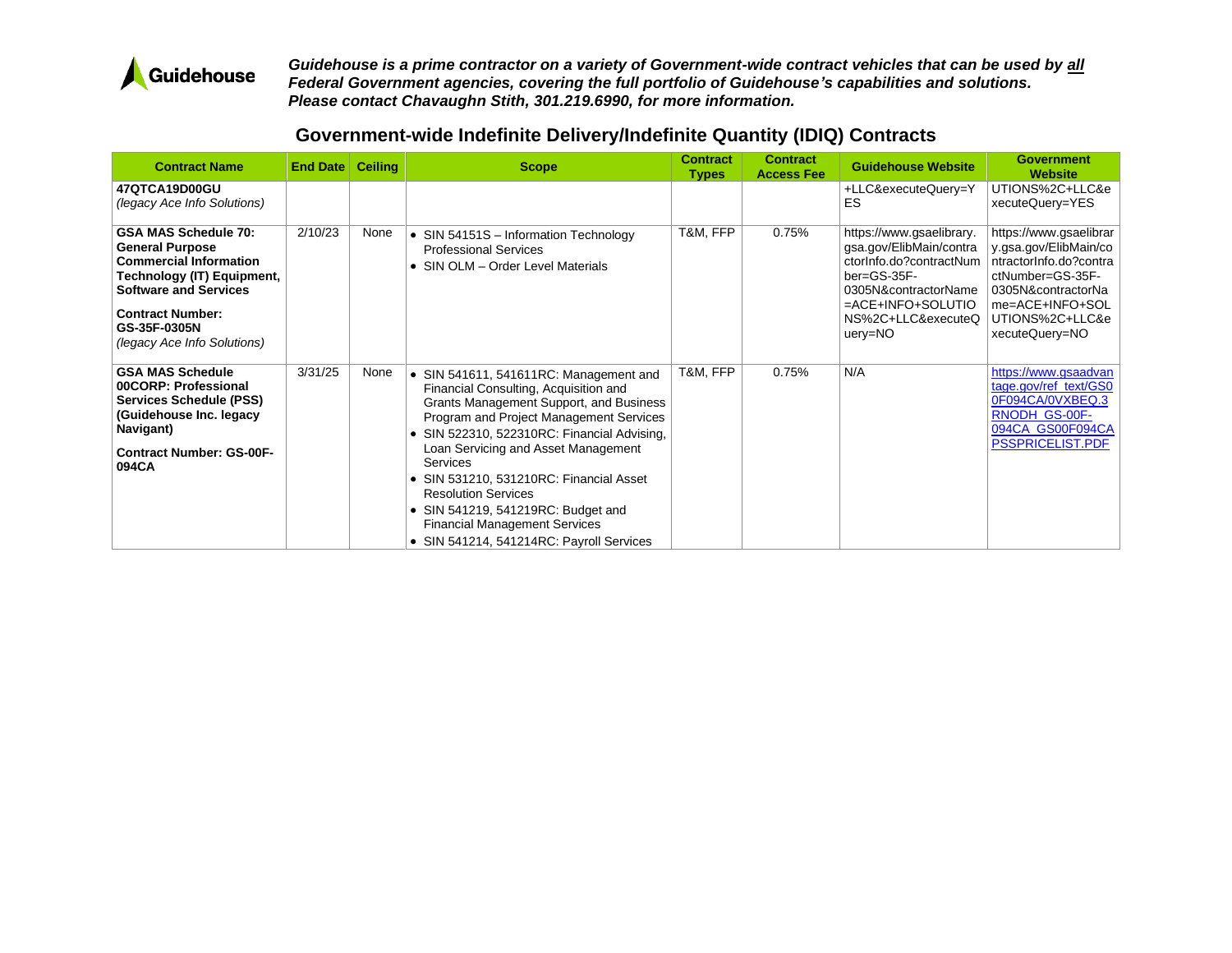*Guidehouse is a prime contractor on a variety of Government-wide contract vehicles that can be used by all Federal Government agencies, covering the full portfolio of Guidehouse's capabilities and solutions. Please contact Chavaughn Stith, 301.219.6990, for more information.*

## Government-wide Indefinite Delivery/Indefinite Quantity (IDIQ) Contracts

| Contract Name | End Date | Ceiling | Scope | Contract Types | Contract Access Fee | Guidehouse Website | Government Website |
|---|---|---|---|---|---|---|---|
| **47QTCA19D00GU** *(legacy Ace Info Solutions)* | | | | | | +LLC&executeQuery=YES | UTIONS%2C+LLC&executeQuery=YES |
| **GSA MAS Schedule 70: General Purpose Commercial Information Technology (IT) Equipment, Software and Services** **Contract Number: GS-35F-0305N** *(legacy Ace Info Solutions)* | 2/10/23 | None | • SIN 54151S – Information Technology Professional Services • SIN OLM – Order Level Materials | T&M, FFP | 0.75% | https://www.gsaelibrary.gsa.gov/ElibMain/contractorInfo.do?contractNumber=GS-35F-0305N&contractorName=ACE+INFO+SOLUTIONS%2C+LLC&executeQuery=NO | https://www.gsaelibrary.gsa.gov/ElibMain/contractorInfo.do?contractNumber=GS-35F-0305N&contractorName=ACE+INFO+SOLUTIONS%2C+LLC&executeQuery=NO |
| **GSA MAS Schedule 00CORP: Professional Services Schedule (PSS) (Guidehouse Inc. legacy Navigant)** **Contract Number: GS-00F-094CA** | 3/31/25 | None | • SIN 541611, 541611RC: Management and Financial Consulting, Acquisition and Grants Management Support, and Business Program and Project Management Services • SIN 522310, 522310RC: Financial Advising, Loan Servicing and Asset Management Services • SIN 531210, 531210RC: Financial Asset Resolution Services • SIN 541219, 541219RC: Budget and Financial Management Services • SIN 541214, 541214RC: Payroll Services | T&M, FFP | 0.75% | N/A | https://www.gsaadvantage.gov/ref_text/GS00F094CA/0VXBEQ.3RNODH_GS-00F-094CA_GS00F094CAPSSPRICELIST.PDF |